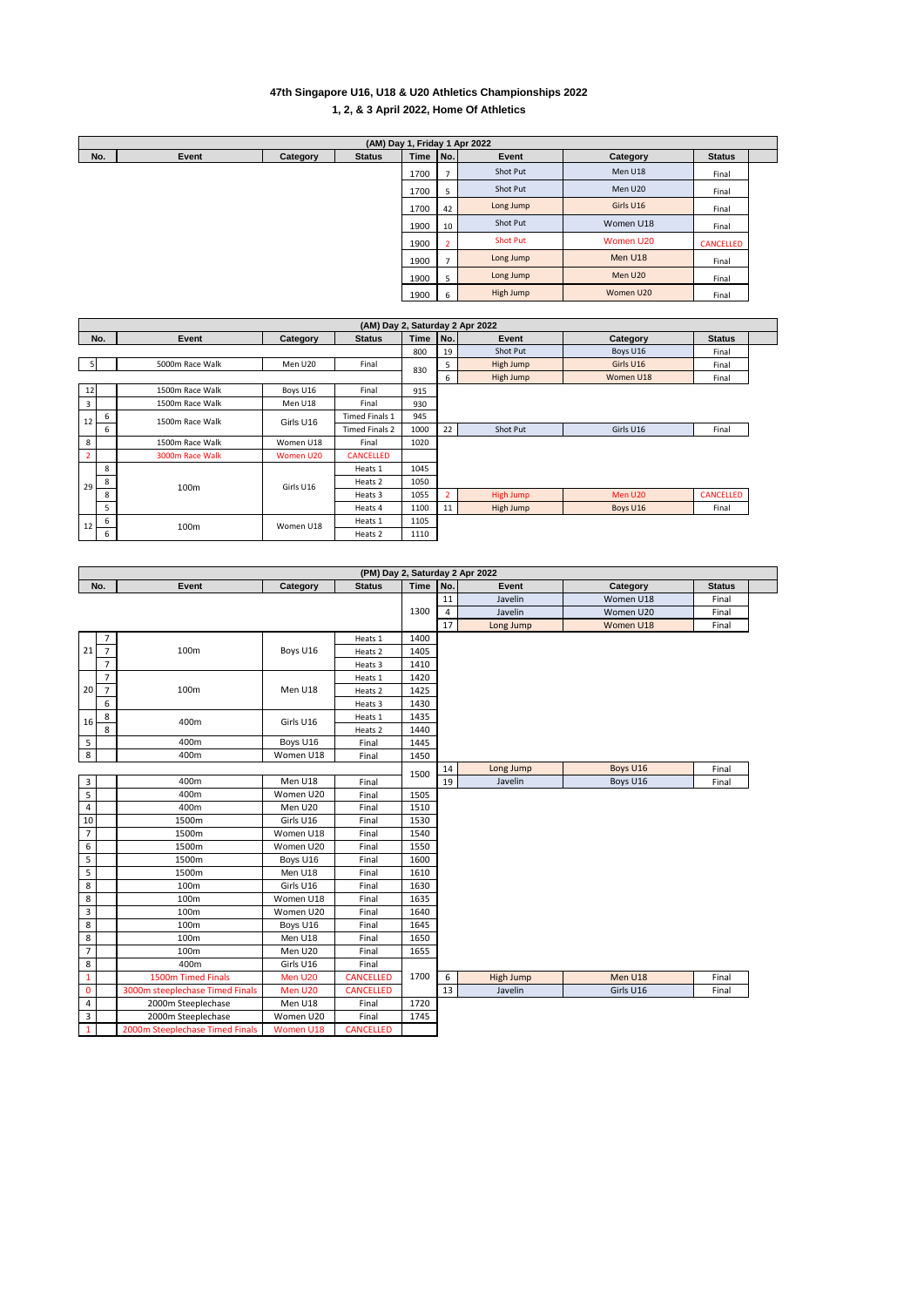# 47th Singapore U16, U18 & U20 Athletics Championships 2022

## 1, 2, & 3 April 2022, Home Of Athletics

| (AM) Day 1, Friday 1 Apr 2022 | | | | | | | | |
|---|---|---|---|---|---|---|---|---|
| No. | Event | Category | Status | Time | No. | Event | Category | Status |
| | | | | 1700 | 7 | Shot Put | Men U18 | Final |
| | | | | 1700 | 5 | Shot Put | Men U20 | Final |
| | | | | 1700 | 42 | Long Jump | Girls U16 | Final |
| | | | | 1900 | 10 | Shot Put | Women U18 | Final |
| | | | | 1900 | 2 | Shot Put | Women U20 | CANCELLED |
| | | | | 1900 | 7 | Long Jump | Men U18 | Final |
| | | | | 1900 | 5 | Long Jump | Men U20 | Final |
| | | | | 1900 | 6 | High Jump | Women U20 | Final |

| (AM) Day 2, Saturday 2 Apr 2022 | | | | | | | | | |
|---|---|---|---|---|---|---|---|---|---|
| No. | | Event | Category | Status | Time | No. | Event | Category | Status |
| | | | | | 800 | 19 | Shot Put | Boys U16 | Final |
| 5 | | 5000m Race Walk | Men U20 | Final | 830 | 5 | High Jump | Girls U16 | Final |
| | | | | | | 6 | High Jump | Women U18 | Final |
| 12 | | 1500m Race Walk | Boys U16 | Final | 915 | | | | |
| 3 | | 1500m Race Walk | Men U18 | Final | 930 | | | | |
| 12 | 6 | 1500m Race Walk | Girls U16 | Timed Finals 1 | 945 | | | | |
| | 6 | | | Timed Finals 2 | 1000 | 22 | Shot Put | Girls U16 | Final |
| 8 | | 1500m Race Walk | Women U18 | Final | 1020 | | | | |
| 2 | | 3000m Race Walk | Women U20 | CANCELLED | | | | | |
| 29 | 8 | 100m | Girls U16 | Heats 1 | 1045 | | | | |
| | 8 | | | Heats 2 | 1050 | | | | |
| | 8 | | | Heats 3 | 1055 | 2 | High Jump | Men U20 | CANCELLED |
| | 5 | | | Heats 4 | 1100 | 11 | High Jump | Boys U16 | Final |
| 12 | 6 | 100m | Women U18 | Heats 1 | 1105 | | | | |
| | 6 | | | Heats 2 | 1110 | | | | |

| (PM) Day 2, Saturday 2 Apr 2022 | | | | | | | | | |
|---|---|---|---|---|---|---|---|---|---|
| No. | | Event | Category | Status | Time | No. | Event | Category | Status |
| | | | | | 1300 | 11 | Javelin | Women U18 | Final |
| | | | | | | 4 | Javelin | Women U20 | Final |
| | | | | | | 17 | Long Jump | Women U18 | Final |
| 21 | 7 | 100m | Boys U16 | Heats 1 | 1400 | | | | |
| | 7 | | | Heats 2 | 1405 | | | | |
| | 7 | | | Heats 3 | 1410 | | | | |
| 20 | 7 | 100m | Men U18 | Heats 1 | 1420 | | | | |
| | 7 | | | Heats 2 | 1425 | | | | |
| | 6 | | | Heats 3 | 1430 | | | | |
| 16 | 8 | 400m | Girls U16 | Heats 1 | 1435 | | | | |
| | 8 | | | Heats 2 | 1440 | | | | |
| 5 | | 400m | Boys U16 | Final | 1445 | | | | |
| 8 | | 400m | Women U18 | Final | 1450 | | | | |
| | | | | | 1500 | 14 | Long Jump | Boys U16 | Final |
| 3 | | 400m | Men U18 | Final | | 19 | Javelin | Boys U16 | Final |
| 5 | | 400m | Women U20 | Final | 1505 | | | | |
| 4 | | 400m | Men U20 | Final | 1510 | | | | |
| 10 | | 1500m | Girls U16 | Final | 1530 | | | | |
| 7 | | 1500m | Women U18 | Final | 1540 | | | | |
| 6 | | 1500m | Women U20 | Final | 1550 | | | | |
| 5 | | 1500m | Boys U16 | Final | 1600 | | | | |
| 5 | | 1500m | Men U18 | Final | 1610 | | | | |
| 8 | | 100m | Girls U16 | Final | 1630 | | | | |
| 8 | | 100m | Women U18 | Final | 1635 | | | | |
| 3 | | 100m | Women U20 | Final | 1640 | | | | |
| 8 | | 100m | Boys U16 | Final | 1645 | | | | |
| 8 | | 100m | Men U18 | Final | 1650 | | | | |
| 7 | | 100m | Men U20 | Final | 1655 | | | | |
| 8 | | 400m | Girls U16 | Final | 1700 | | | | |
| 1 | | 1500m Timed Finals | Men U20 | CANCELLED | | 6 | High Jump | Men U18 | Final |
| 0 | | 3000m steeplechase Timed Finals | Men U20 | CANCELLED | | 13 | Javelin | Girls U16 | Final |
| 4 | | 2000m Steeplechase | Men U18 | Final | 1720 | | | | |
| 3 | | 2000m Steeplechase | Women U20 | Final | 1745 | | | | |
| 1 | | 2000m Steeplechase Timed Finals | Women U18 | CANCELLED | | | | | |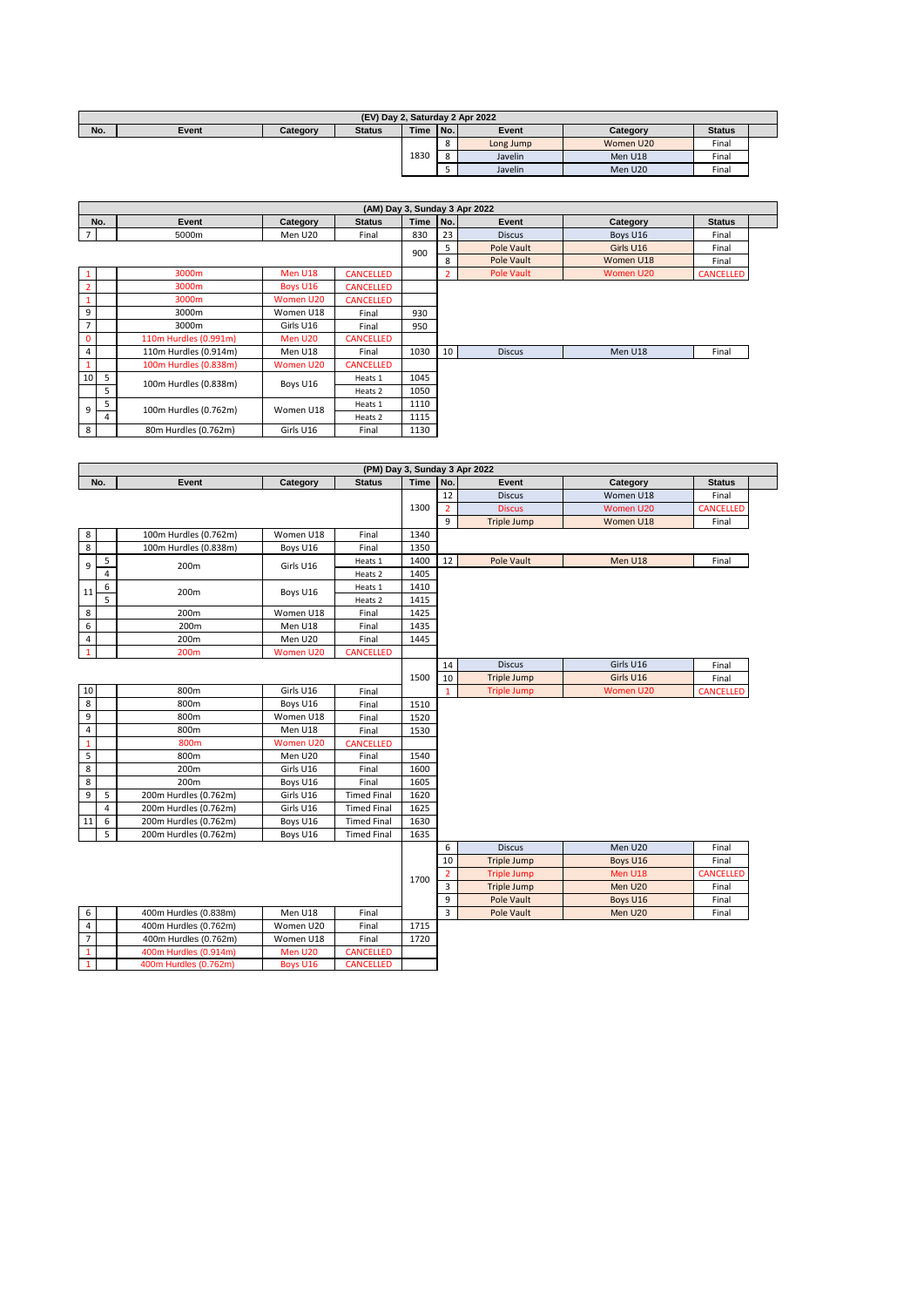| (EV) Day 2, Saturday 2 Apr 2022 | | | | | | | | | | |
|---|---|---|---|---|---|---|---|---|---|---|
| No. | | Event | Category | Status | Time | No. | Event | Category | Status | |
| | | | | | 1830 | 8 | Long Jump | Women U20 | Final | |
| | | | | | | 8 | Javelin | Men U18 | Final | |
| | | | | | | 5 | Javelin | Men U20 | Final | |

| (AM) Day 3, Sunday 3 Apr 2022 | | | | | | | | | | |
|---|---|---|---|---|---|---|---|---|---|---|
| No. | | Event | Category | Status | Time | No. | Event | Category | Status | |
| 7 | | 5000m | Men U20 | Final | 830 | 23 | Discus | Boys U16 | Final | |
| | | | | | 900 | 5 | Pole Vault | Girls U16 | Final | |
| | | | | | | 8 | Pole Vault | Women U18 | Final | |
| 1 | | 3000m | Men U18 | CANCELLED | | 2 | Pole Vault | Women U20 | CANCELLED | |
| 2 | | 3000m | Boys U16 | CANCELLED | | | | | | |
| 1 | | 3000m | Women U20 | CANCELLED | | | | | | |
| 9 | | 3000m | Women U18 | Final | 930 | | | | | |
| 7 | | 3000m | Girls U16 | Final | 950 | | | | | |
| 0 | | 110m Hurdles (0.991m) | Men U20 | CANCELLED | | | | | | |
| 4 | | 110m Hurdles (0.914m) | Men U18 | Final | 1030 | 10 | Discus | Men U18 | Final | |
| 1 | | 100m Hurdles (0.838m) | Women U20 | CANCELLED | | | | | | |
| 10 | 5 | 100m Hurdles (0.838m) | Boys U16 | Heats 1 | 1045 | | | | | |
| | 5 | | | Heats 2 | 1050 | | | | | |
| 9 | 5 | 100m Hurdles (0.762m) | Women U18 | Heats 1 | 1110 | | | | | |
| | 4 | | | Heats 2 | 1115 | | | | | |
| 8 | | 80m Hurdles (0.762m) | Girls U16 | Final | 1130 | | | | | |

| (PM) Day 3, Sunday 3 Apr 2022 | | | | | | | | | | |
|---|---|---|---|---|---|---|---|---|---|---|
| No. | | Event | Category | Status | Time | No. | Event | Category | Status | |
| | | | | | 1300 | 12 | Discus | Women U18 | Final | |
| | | | | | | 2 | Discus | Women U20 | CANCELLED | |
| | | | | | | 9 | Triple Jump | Women U18 | Final | |
| 8 | | 100m Hurdles (0.762m) | Women U18 | Final | 1340 | | | | | |
| 8 | | 100m Hurdles (0.838m) | Boys U16 | Final | 1350 | | | | | |
| 9 | 5 | 200m | Girls U16 | Heats 1 | 1400 | 12 | Pole Vault | Men U18 | Final | |
| | 4 | | | Heats 2 | 1405 | | | | | |
| 11 | 6 | 200m | Boys U16 | Heats 1 | 1410 | | | | | |
| | 5 | | | Heats 2 | 1415 | | | | | |
| 8 | | 200m | Women U18 | Final | 1425 | | | | | |
| 6 | | 200m | Men U18 | Final | 1435 | | | | | |
| 4 | | 200m | Men U20 | Final | 1445 | | | | | |
| 1 | | 200m | Women U20 | CANCELLED | | | | | | |
| | | | | | 1500 | 14 | Discus | Girls U16 | Final | |
| | | | | | | 10 | Triple Jump | Girls U16 | Final | |
| 10 | | 800m | Girls U16 | Final | | 1 | Triple Jump | Women U20 | CANCELLED | |
| 8 | | 800m | Boys U16 | Final | 1510 | | | | | |
| 9 | | 800m | Women U18 | Final | 1520 | | | | | |
| 4 | | 800m | Men U18 | Final | 1530 | | | | | |
| 1 | | 800m | Women U20 | CANCELLED | | | | | | |
| 5 | | 800m | Men U20 | Final | 1540 | | | | | |
| 8 | | 200m | Girls U16 | Final | 1600 | | | | | |
| 8 | | 200m | Boys U16 | Final | 1605 | | | | | |
| 9 | 5 | 200m Hurdles (0.762m) | Girls U16 | Timed Final | 1620 | | | | | |
| | 4 | 200m Hurdles (0.762m) | Girls U16 | Timed Final | 1625 | | | | | |
| 11 | 6 | 200m Hurdles (0.762m) | Boys U16 | Timed Final | 1630 | | | | | |
| | 5 | 200m Hurdles (0.762m) | Boys U16 | Timed Final | 1635 | | | | | |
| | | | | | 1700 | 6 | Discus | Men U20 | Final | |
| | | | | | | 10 | Triple Jump | Boys U16 | Final | |
| | | | | | | 2 | Triple Jump | Men U18 | CANCELLED | |
| | | | | | | 3 | Triple Jump | Men U20 | Final | |
| | | | | | | 9 | Pole Vault | Boys U16 | Final | |
| 6 | | 400m Hurdles (0.838m) | Men U18 | Final | | 3 | Pole Vault | Men U20 | Final | |
| 4 | | 400m Hurdles (0.762m) | Women U20 | Final | 1715 | | | | | |
| 7 | | 400m Hurdles (0.762m) | Women U18 | Final | 1720 | | | | | |
| 1 | | 400m Hurdles (0.914m) | Men U20 | CANCELLED | | | | | | |
| 1 | | 400m Hurdles (0.762m) | Boys U16 | CANCELLED | | | | | | |